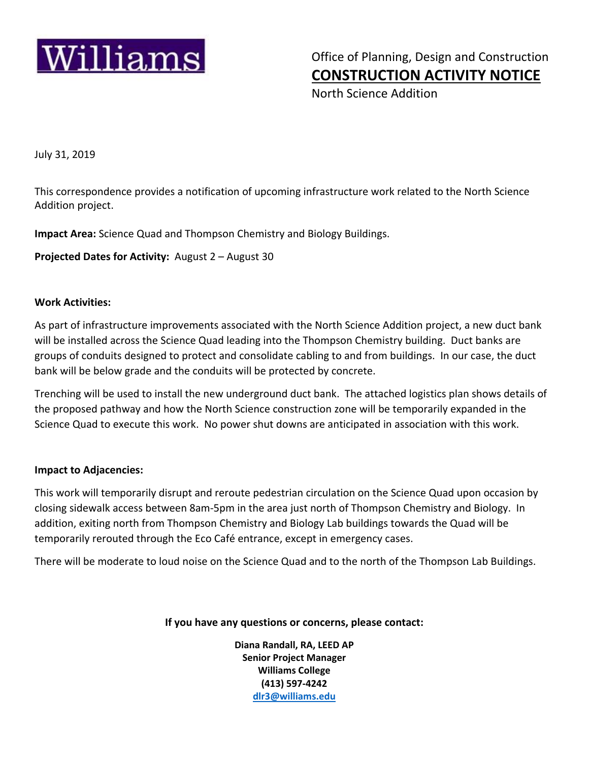Williams

Office of Planning, Design and Construction

# CONSTRUCTION ACTIVITY NOTICE

North Science Addition

July 31, 2019

This correspondence provides a notification of upcoming infrastructure work related to the North Science Addition project.

**Impact Area:** Science Quad and Thompson Chemistry and Biology Buildings.

**Projected Dates for Activity:** August 2 – August 30

**Work Activities:**

As part of infrastructure improvements associated with the North Science Addition project, a new duct bank will be installed across the Science Quad leading into the Thompson Chemistry building. Duct banks are groups of conduits designed to protect and consolidate cabling to and from buildings. In our case, the duct bank will be below grade and the conduits will be protected by concrete.

Trenching will be used to install the new underground duct bank. The attached logistics plan shows details of the proposed pathway and how the North Science construction zone will be temporarily expanded in the Science Quad to execute this work. No power shut downs are anticipated in association with this work.

**Impact to Adjacencies:**

This work will temporarily disrupt and reroute pedestrian circulation on the Science Quad upon occasion by closing sidewalk access between 8am-5pm in the area just north of Thompson Chemistry and Biology. In addition, exiting north from Thompson Chemistry and Biology Lab buildings towards the Quad will be temporarily rerouted through the Eco Café entrance, except in emergency cases.

There will be moderate to loud noise on the Science Quad and to the north of the Thompson Lab Buildings.

**If you have any questions or concerns, please contact:**

**Diana Randall, RA, LEED AP**
**Senior Project Manager**
**Williams College**
**(413) 597-4242**
**dlr3@williams.edu**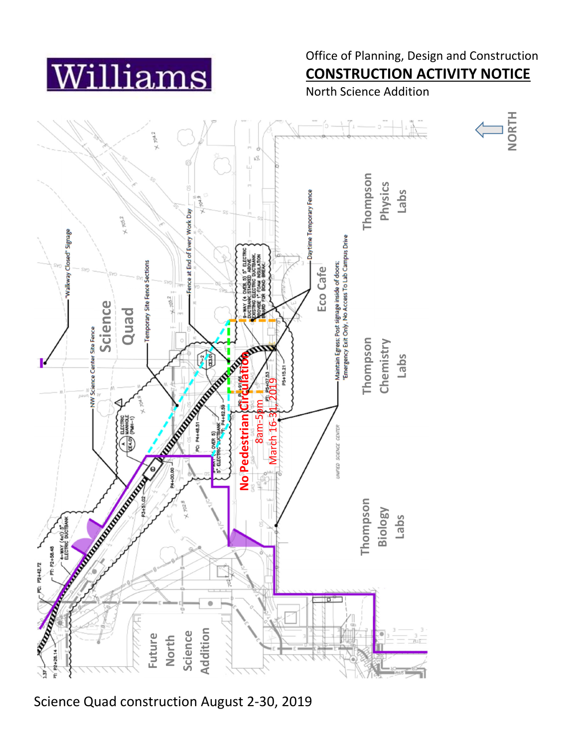Williams

Office of Planning, Design and Construction

## CONSTRUCTION ACTIVITY NOTICE

North Science Addition

NORTH

"Walkway Closed" Signage

NW Science Center Site Fence

Temporary Site Fence Sections

Fence at End of Every Work Day

Daytime Temporary Fence

Maintain Egress; Post signage inside of doors; "Emergency Exit Only, No Access To Lab Campus Drive

Science Quad

Eco Cafe

Thompson Physics Labs

Thompson Chemistry Labs

Thompson Biology Labs

Future North Science Addition

**No Pedestrian Circulation**

8am-5pm

March 16-31, 2019

Science Quad construction August 2-30, 2019